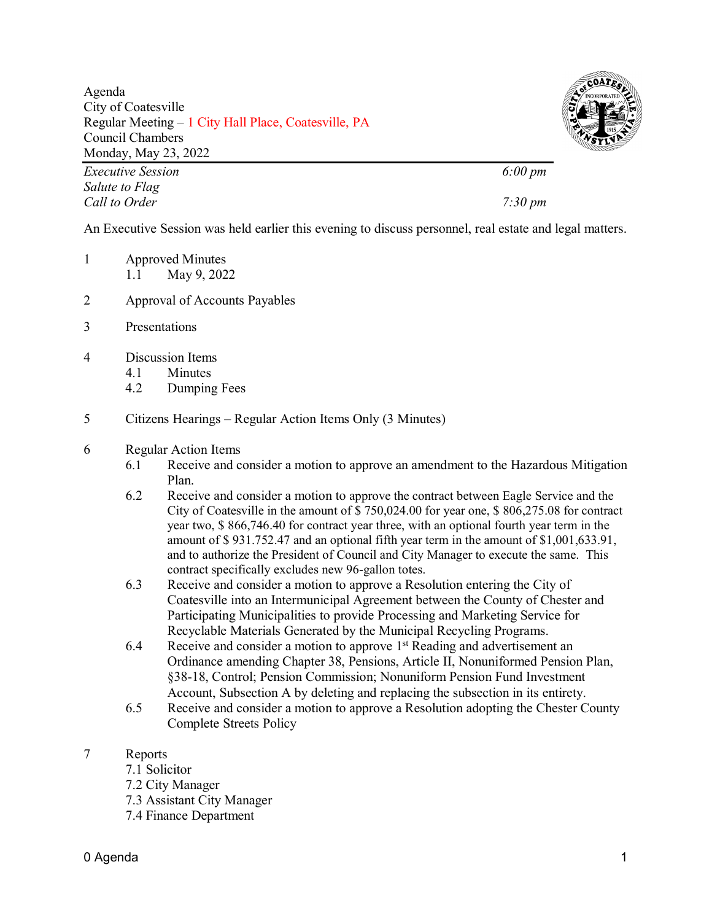Agenda
City of Coatesville
Regular Meeting – 1 City Hall Place, Coatesville, PA
Council Chambers
Monday, May 23, 2022

*Executive Session* *6:00 pm*
*Salute to Flag*
*Call to Order* *7:30 pm*

An Executive Session was held earlier this evening to discuss personnel, real estate and legal matters.

1 Approved Minutes
   1.1 May 9, 2022

2 Approval of Accounts Payables

3 Presentations

4 Discussion Items
   4.1 Minutes
   4.2 Dumping Fees

5 Citizens Hearings – Regular Action Items Only (3 Minutes)

6 Regular Action Items
   6.1 Receive and consider a motion to approve an amendment to the Hazardous Mitigation Plan.
   6.2 Receive and consider a motion to approve the contract between Eagle Service and the City of Coatesville in the amount of $ 750,024.00 for year one, $ 806,275.08 for contract year two, $ 866,746.40 for contract year three, with an optional fourth year term in the amount of $ 931.752.47 and an optional fifth year term in the amount of $1,001,633.91, and to authorize the President of Council and City Manager to execute the same. This contract specifically excludes new 96-gallon totes.
   6.3 Receive and consider a motion to approve a Resolution entering the City of Coatesville into an Intermunicipal Agreement between the County of Chester and Participating Municipalities to provide Processing and Marketing Service for Recyclable Materials Generated by the Municipal Recycling Programs.
   6.4 Receive and consider a motion to approve 1st Reading and advertisement an Ordinance amending Chapter 38, Pensions, Article II, Nonuniformed Pension Plan, §38-18, Control; Pension Commission; Nonuniform Pension Fund Investment Account, Subsection A by deleting and replacing the subsection in its entirety.
   6.5 Receive and consider a motion to approve a Resolution adopting the Chester County Complete Streets Policy

7 Reports
   7.1 Solicitor
   7.2 City Manager
   7.3 Assistant City Manager
   7.4 Finance Department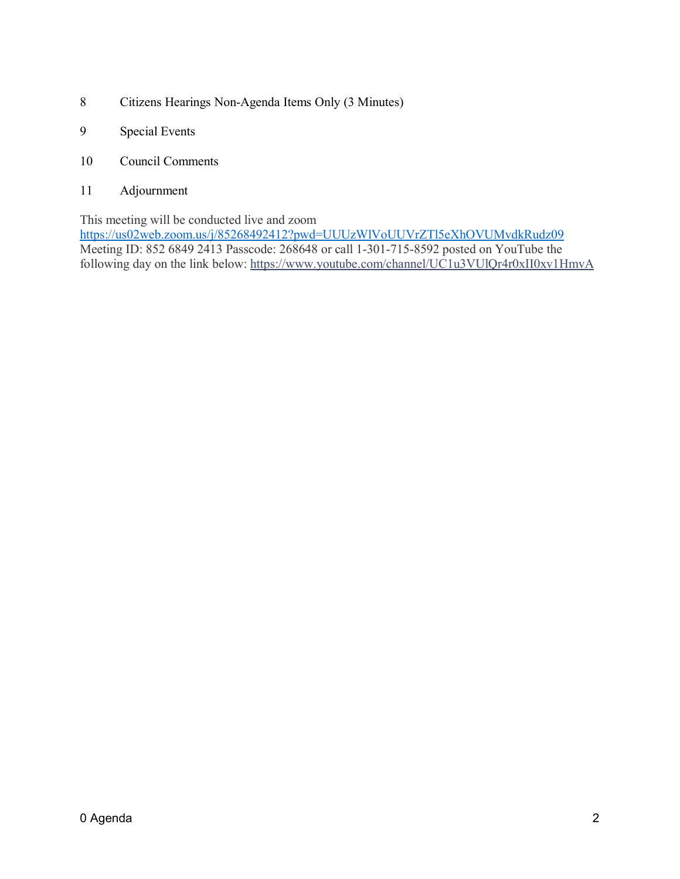8 Citizens Hearings Non-Agenda Items Only (3 Minutes)

9 Special Events

10 Council Comments

11 Adjournment

This meeting will be conducted live and zoom
https://us02web.zoom.us/j/85268492412?pwd=UUUzWlVoUUVrZTl5eXhOVUMvdkRudz09
Meeting ID: 852 6849 2413 Passcode: 268648 or call 1-301-715-8592 posted on YouTube the following day on the link below: https://www.youtube.com/channel/UC1u3VUlQr4r0xII0xv1HmvA